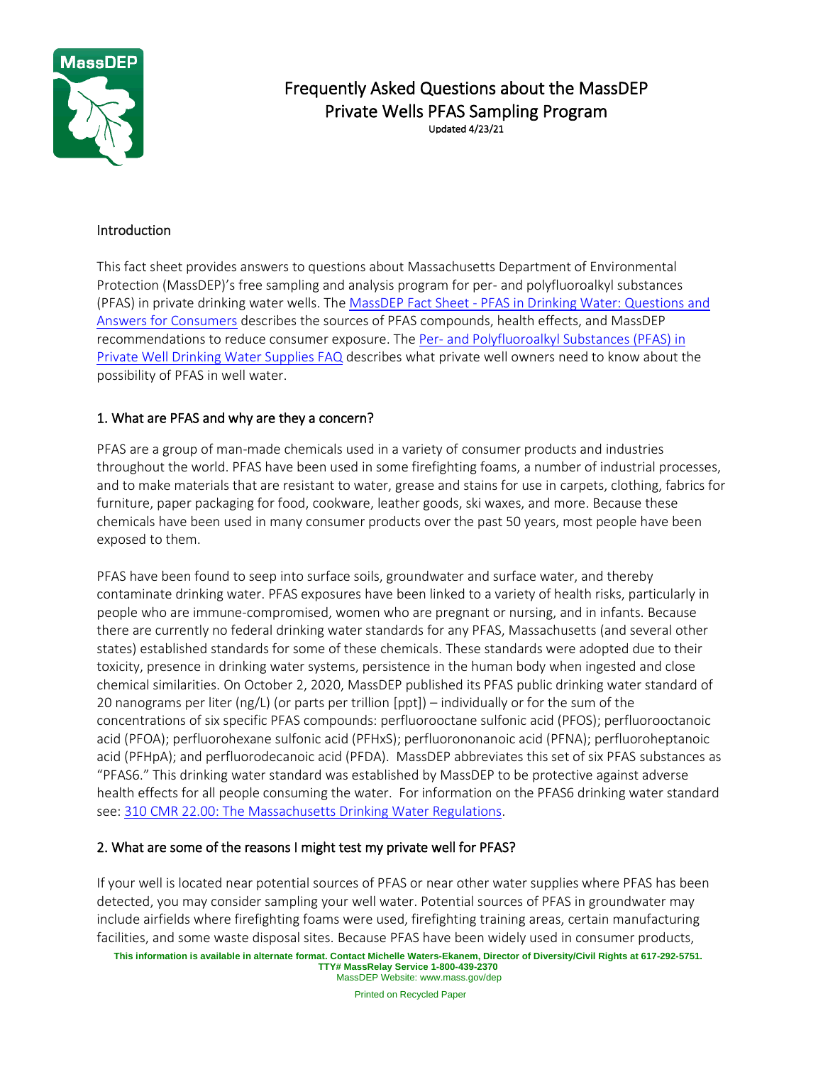# Frequently Asked Questions about the MassDEP Private Wells PFAS Sampling Program

Updated 4/23/21

## Introduction

This fact sheet provides answers to questions about Massachusetts Department of Environmental Protection (MassDEP)'s free sampling and analysis program for per- and polyfluoroalkyl substances (PFAS) in private drinking water wells. The MassDEP Fact Sheet - PFAS in Drinking Water: Questions and Answers for Consumers describes the sources of PFAS compounds, health effects, and MassDEP recommendations to reduce consumer exposure. The Per- and Polyfluoroalkyl Substances (PFAS) in Private Well Drinking Water Supplies FAQ describes what private well owners need to know about the possibility of PFAS in well water.

## 1. What are PFAS and why are they a concern?

PFAS are a group of man-made chemicals used in a variety of consumer products and industries throughout the world. PFAS have been used in some firefighting foams, a number of industrial processes, and to make materials that are resistant to water, grease and stains for use in carpets, clothing, fabrics for furniture, paper packaging for food, cookware, leather goods, ski waxes, and more. Because these chemicals have been used in many consumer products over the past 50 years, most people have been exposed to them.

PFAS have been found to seep into surface soils, groundwater and surface water, and thereby contaminate drinking water. PFAS exposures have been linked to a variety of health risks, particularly in people who are immune-compromised, women who are pregnant or nursing, and in infants. Because there are currently no federal drinking water standards for any PFAS, Massachusetts (and several other states) established standards for some of these chemicals. These standards were adopted due to their toxicity, presence in drinking water systems, persistence in the human body when ingested and close chemical similarities. On October 2, 2020, MassDEP published its PFAS public drinking water standard of 20 nanograms per liter (ng/L) (or parts per trillion [ppt]) – individually or for the sum of the concentrations of six specific PFAS compounds: perfluorooctane sulfonic acid (PFOS); perfluorooctanoic acid (PFOA); perfluorohexane sulfonic acid (PFHxS); perfluorononanoic acid (PFNA); perfluoroheptanoic acid (PFHpA); and perfluorodecanoic acid (PFDA). MassDEP abbreviates this set of six PFAS substances as "PFAS6." This drinking water standard was established by MassDEP to be protective against adverse health effects for all people consuming the water. For information on the PFAS6 drinking water standard see: 310 CMR 22.00: The Massachusetts Drinking Water Regulations.

## 2. What are some of the reasons I might test my private well for PFAS?

If your well is located near potential sources of PFAS or near other water supplies where PFAS has been detected, you may consider sampling your well water. Potential sources of PFAS in groundwater may include airfields where firefighting foams were used, firefighting training areas, certain manufacturing facilities, and some waste disposal sites. Because PFAS have been widely used in consumer products,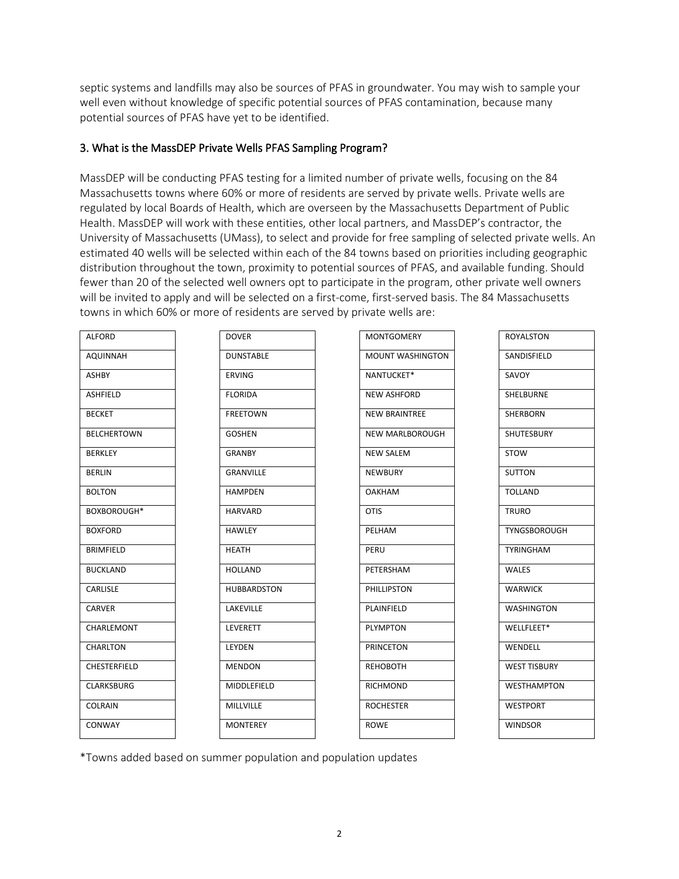septic systems and landfills may also be sources of PFAS in groundwater. You may wish to sample your well even without knowledge of specific potential sources of PFAS contamination, because many potential sources of PFAS have yet to be identified.

### 3. What is the MassDEP Private Wells PFAS Sampling Program?

MassDEP will be conducting PFAS testing for a limited number of private wells, focusing on the 84 Massachusetts towns where 60% or more of residents are served by private wells. Private wells are regulated by local Boards of Health, which are overseen by the Massachusetts Department of Public Health. MassDEP will work with these entities, other local partners, and MassDEP's contractor, the University of Massachusetts (UMass), to select and provide for free sampling of selected private wells. An estimated 40 wells will be selected within each of the 84 towns based on priorities including geographic distribution throughout the town, proximity to potential sources of PFAS, and available funding. Should fewer than 20 of the selected well owners opt to participate in the program, other private well owners will be invited to apply and will be selected on a first-come, first-served basis. The 84 Massachusetts towns in which 60% or more of residents are served by private wells are:

| | | | |
|---|---|---|---|
| ALFORD | DOVER | MONTGOMERY | ROYALSTON |
| AQUINNAH | DUNSTABLE | MOUNT WASHINGTON | SANDISFIELD |
| ASHBY | ERVING | NANTUCKET* | SAVOY |
| ASHFIELD | FLORIDA | NEW ASHFORD | SHELBURNE |
| BECKET | FREETOWN | NEW BRAINTREE | SHERBORN |
| BELCHERTOWN | GOSHEN | NEW MARLBOROUGH | SHUTESBURY |
| BERKLEY | GRANBY | NEW SALEM | STOW |
| BERLIN | GRANVILLE | NEWBURY | SUTTON |
| BOLTON | HAMPDEN | OAKHAM | TOLLAND |
| BOXBOROUGH* | HARVARD | OTIS | TRURO |
| BOXFORD | HAWLEY | PELHAM | TYNGSBOROUGH |
| BRIMFIELD | HEATH | PERU | TYRINGHAM |
| BUCKLAND | HOLLAND | PETERSHAM | WALES |
| CARLISLE | HUBBARDSTON | PHILLIPSTON | WARWICK |
| CARVER | LAKEVILLE | PLAINFIELD | WASHINGTON |
| CHARLEMONT | LEVERETT | PLYMPTON | WELLFLEET* |
| CHARLTON | LEYDEN | PRINCETON | WENDELL |
| CHESTERFIELD | MENDON | REHOBOTH | WEST TISBURY |
| CLARKSBURG | MIDDLEFIELD | RICHMOND | WESTHAMPTON |
| COLRAIN | MILLVILLE | ROCHESTER | WESTPORT |
| CONWAY | MONTEREY | ROWE | WINDSOR |

*Towns added based on summer population and population updates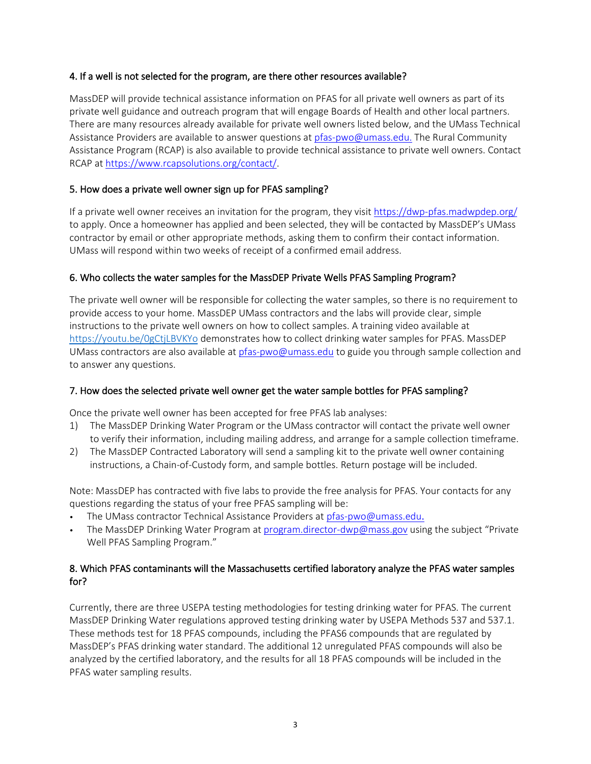### 4. If a well is not selected for the program, are there other resources available?

MassDEP will provide technical assistance information on PFAS for all private well owners as part of its private well guidance and outreach program that will engage Boards of Health and other local partners. There are many resources already available for private well owners listed below, and the UMass Technical Assistance Providers are available to answer questions at pfas-pwo@umass.edu. The Rural Community Assistance Program (RCAP) is also available to provide technical assistance to private well owners. Contact RCAP at https://www.rcapsolutions.org/contact/.

### 5. How does a private well owner sign up for PFAS sampling?

If a private well owner receives an invitation for the program, they visit https://dwp-pfas.madwpdep.org/ to apply. Once a homeowner has applied and been selected, they will be contacted by MassDEP's UMass contractor by email or other appropriate methods, asking them to confirm their contact information. UMass will respond within two weeks of receipt of a confirmed email address.

### 6. Who collects the water samples for the MassDEP Private Wells PFAS Sampling Program?

The private well owner will be responsible for collecting the water samples, so there is no requirement to provide access to your home. MassDEP UMass contractors and the labs will provide clear, simple instructions to the private well owners on how to collect samples. A training video available at https://youtu.be/0gCtjLBVKYo demonstrates how to collect drinking water samples for PFAS. MassDEP UMass contractors are also available at pfas-pwo@umass.edu to guide you through sample collection and to answer any questions.

### 7. How does the selected private well owner get the water sample bottles for PFAS sampling?

Once the private well owner has been accepted for free PFAS lab analyses:

1) The MassDEP Drinking Water Program or the UMass contractor will contact the private well owner to verify their information, including mailing address, and arrange for a sample collection timeframe.
2) The MassDEP Contracted Laboratory will send a sampling kit to the private well owner containing instructions, a Chain-of-Custody form, and sample bottles. Return postage will be included.

Note: MassDEP has contracted with five labs to provide the free analysis for PFAS. Your contacts for any questions regarding the status of your free PFAS sampling will be:

- The UMass contractor Technical Assistance Providers at pfas-pwo@umass.edu.
- The MassDEP Drinking Water Program at program.director-dwp@mass.gov using the subject "Private Well PFAS Sampling Program."

### 8. Which PFAS contaminants will the Massachusetts certified laboratory analyze the PFAS water samples for?

Currently, there are three USEPA testing methodologies for testing drinking water for PFAS. The current MassDEP Drinking Water regulations approved testing drinking water by USEPA Methods 537 and 537.1. These methods test for 18 PFAS compounds, including the PFAS6 compounds that are regulated by MassDEP's PFAS drinking water standard. The additional 12 unregulated PFAS compounds will also be analyzed by the certified laboratory, and the results for all 18 PFAS compounds will be included in the PFAS water sampling results.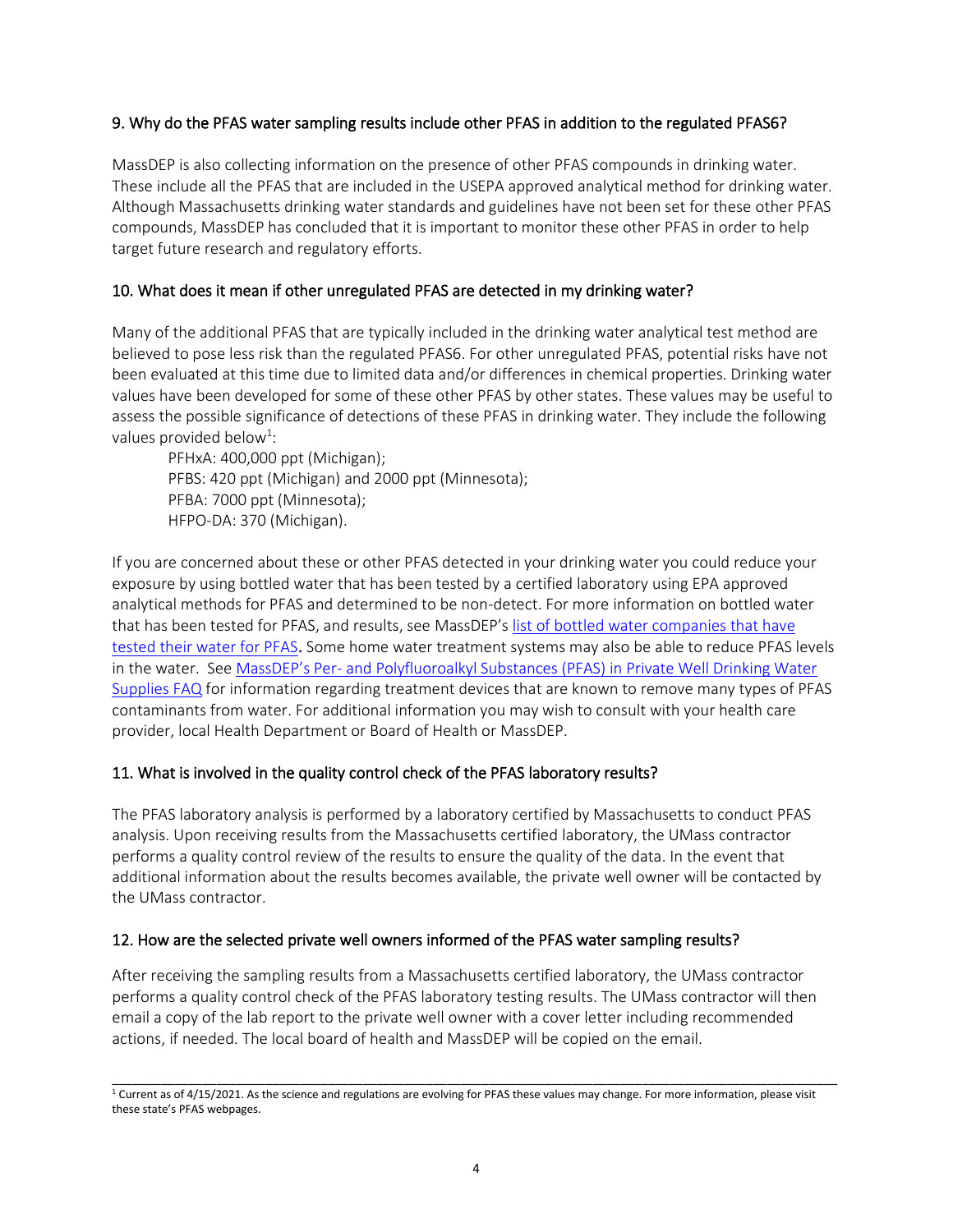### 9. Why do the PFAS water sampling results include other PFAS in addition to the regulated PFAS6?

MassDEP is also collecting information on the presence of other PFAS compounds in drinking water. These include all the PFAS that are included in the USEPA approved analytical method for drinking water. Although Massachusetts drinking water standards and guidelines have not been set for these other PFAS compounds, MassDEP has concluded that it is important to monitor these other PFAS in order to help target future research and regulatory efforts.

### 10. What does it mean if other unregulated PFAS are detected in my drinking water?

Many of the additional PFAS that are typically included in the drinking water analytical test method are believed to pose less risk than the regulated PFAS6. For other unregulated PFAS, potential risks have not been evaluated at this time due to limited data and/or differences in chemical properties. Drinking water values have been developed for some of these other PFAS by other states. These values may be useful to assess the possible significance of detections of these PFAS in drinking water. They include the following values provided below[1]:

PFHxA: 400,000 ppt (Michigan);
PFBS: 420 ppt (Michigan) and 2000 ppt (Minnesota);
PFBA: 7000 ppt (Minnesota);
HFPO-DA: 370 (Michigan).

If you are concerned about these or other PFAS detected in your drinking water you could reduce your exposure by using bottled water that has been tested by a certified laboratory using EPA approved analytical methods for PFAS and determined to be non-detect. For more information on bottled water that has been tested for PFAS, and results, see MassDEP's list of bottled water companies that have tested their water for PFAS**.** Some home water treatment systems may also be able to reduce PFAS levels in the water. See MassDEP's Per- and Polyfluoroalkyl Substances (PFAS) in Private Well Drinking Water Supplies FAQ for information regarding treatment devices that are known to remove many types of PFAS contaminants from water. For additional information you may wish to consult with your health care provider, local Health Department or Board of Health or MassDEP.

### 11. What is involved in the quality control check of the PFAS laboratory results?

The PFAS laboratory analysis is performed by a laboratory certified by Massachusetts to conduct PFAS analysis. Upon receiving results from the Massachusetts certified laboratory, the UMass contractor performs a quality control review of the results to ensure the quality of the data. In the event that additional information about the results becomes available, the private well owner will be contacted by the UMass contractor.

### 12. How are the selected private well owners informed of the PFAS water sampling results?

After receiving the sampling results from a Massachusetts certified laboratory, the UMass contractor performs a quality control check of the PFAS laboratory testing results. The UMass contractor will then email a copy of the lab report to the private well owner with a cover letter including recommended actions, if needed. The local board of health and MassDEP will be copied on the email.

---

[1] Current as of 4/15/2021. As the science and regulations are evolving for PFAS these values may change. For more information, please visit these state's PFAS webpages.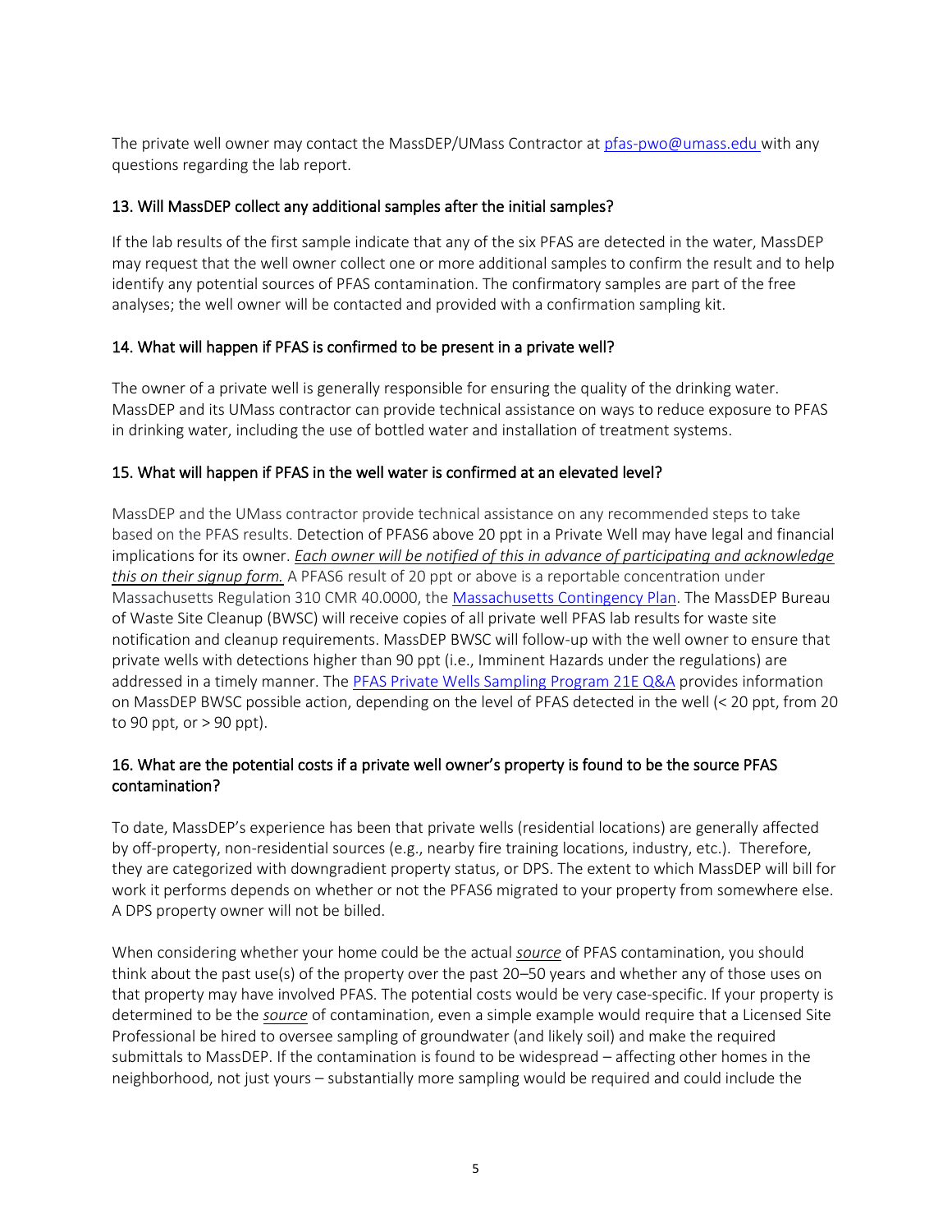The private well owner may contact the MassDEP/UMass Contractor at [pfas-pwo@umass.edu](mailto:pfas-pwo@umass.edu) with any questions regarding the lab report.

### 13. Will MassDEP collect any additional samples after the initial samples?

If the lab results of the first sample indicate that any of the six PFAS are detected in the water, MassDEP may request that the well owner collect one or more additional samples to confirm the result and to help identify any potential sources of PFAS contamination. The confirmatory samples are part of the free analyses; the well owner will be contacted and provided with a confirmation sampling kit.

### 14. What will happen if PFAS is confirmed to be present in a private well?

The owner of a private well is generally responsible for ensuring the quality of the drinking water. MassDEP and its UMass contractor can provide technical assistance on ways to reduce exposure to PFAS in drinking water, including the use of bottled water and installation of treatment systems.

### 15. What will happen if PFAS in the well water is confirmed at an elevated level?

MassDEP and the UMass contractor provide technical assistance on any recommended steps to take based on the PFAS results. Detection of PFAS6 above 20 ppt in a Private Well may have legal and financial implications for its owner. ***Each owner will be notified of this in advance of participating and acknowledge this on their signup form.*** A PFAS6 result of 20 ppt or above is a reportable concentration under Massachusetts Regulation 310 CMR 40.0000, the [Massachusetts Contingency Plan](). The MassDEP Bureau of Waste Site Cleanup (BWSC) will receive copies of all private well PFAS lab results for waste site notification and cleanup requirements. MassDEP BWSC will follow-up with the well owner to ensure that private wells with detections higher than 90 ppt (i.e., Imminent Hazards under the regulations) are addressed in a timely manner. The [PFAS Private Wells Sampling Program 21E Q&A]() provides information on MassDEP BWSC possible action, depending on the level of PFAS detected in the well (< 20 ppt, from 20 to 90 ppt, or > 90 ppt).

### 16. What are the potential costs if a private well owner's property is found to be the source PFAS contamination?

To date, MassDEP's experience has been that private wells (residential locations) are generally affected by off-property, non-residential sources (e.g., nearby fire training locations, industry, etc.). Therefore, they are categorized with downgradient property status, or DPS. The extent to which MassDEP will bill for work it performs depends on whether or not the PFAS6 migrated to your property from somewhere else. A DPS property owner will not be billed.

When considering whether your home could be the actual *source* of PFAS contamination, you should think about the past use(s) of the property over the past 20–50 years and whether any of those uses on that property may have involved PFAS. The potential costs would be very case-specific. If your property is determined to be the *source* of contamination, even a simple example would require that a Licensed Site Professional be hired to oversee sampling of groundwater (and likely soil) and make the required submittals to MassDEP. If the contamination is found to be widespread – affecting other homes in the neighborhood, not just yours – substantially more sampling would be required and could include the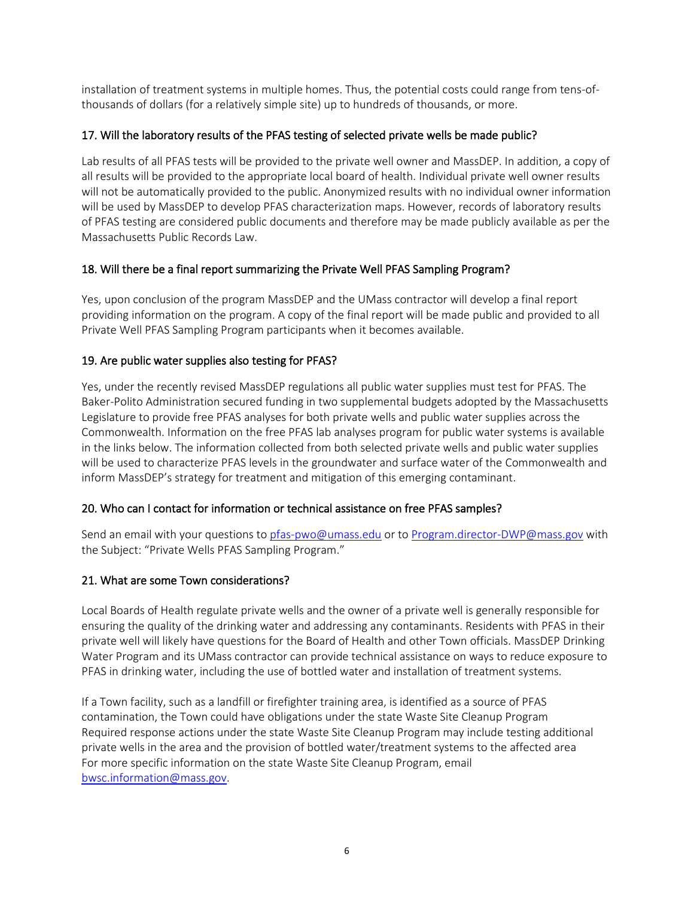installation of treatment systems in multiple homes. Thus, the potential costs could range from tens-of-thousands of dollars (for a relatively simple site) up to hundreds of thousands, or more.

### 17. Will the laboratory results of the PFAS testing of selected private wells be made public?

Lab results of all PFAS tests will be provided to the private well owner and MassDEP. In addition, a copy of all results will be provided to the appropriate local board of health. Individual private well owner results will not be automatically provided to the public. Anonymized results with no individual owner information will be used by MassDEP to develop PFAS characterization maps. However, records of laboratory results of PFAS testing are considered public documents and therefore may be made publicly available as per the Massachusetts Public Records Law.

### 18. Will there be a final report summarizing the Private Well PFAS Sampling Program?

Yes, upon conclusion of the program MassDEP and the UMass contractor will develop a final report providing information on the program. A copy of the final report will be made public and provided to all Private Well PFAS Sampling Program participants when it becomes available.

### 19. Are public water supplies also testing for PFAS?

Yes, under the recently revised MassDEP regulations all public water supplies must test for PFAS. The Baker-Polito Administration secured funding in two supplemental budgets adopted by the Massachusetts Legislature to provide free PFAS analyses for both private wells and public water supplies across the Commonwealth. Information on the free PFAS lab analyses program for public water systems is available in the links below. The information collected from both selected private wells and public water supplies will be used to characterize PFAS levels in the groundwater and surface water of the Commonwealth and inform MassDEP's strategy for treatment and mitigation of this emerging contaminant.

### 20. Who can I contact for information or technical assistance on free PFAS samples?

Send an email with your questions to pfas-pwo@umass.edu or to Program.director-DWP@mass.gov with the Subject: "Private Wells PFAS Sampling Program."

### 21. What are some Town considerations?

Local Boards of Health regulate private wells and the owner of a private well is generally responsible for ensuring the quality of the drinking water and addressing any contaminants. Residents with PFAS in their private well will likely have questions for the Board of Health and other Town officials. MassDEP Drinking Water Program and its UMass contractor can provide technical assistance on ways to reduce exposure to PFAS in drinking water, including the use of bottled water and installation of treatment systems.

If a Town facility, such as a landfill or firefighter training area, is identified as a source of PFAS contamination, the Town could have obligations under the state Waste Site Cleanup Program Required response actions under the state Waste Site Cleanup Program may include testing additional private wells in the area and the provision of bottled water/treatment systems to the affected area For more specific information on the state Waste Site Cleanup Program, email bwsc.information@mass.gov.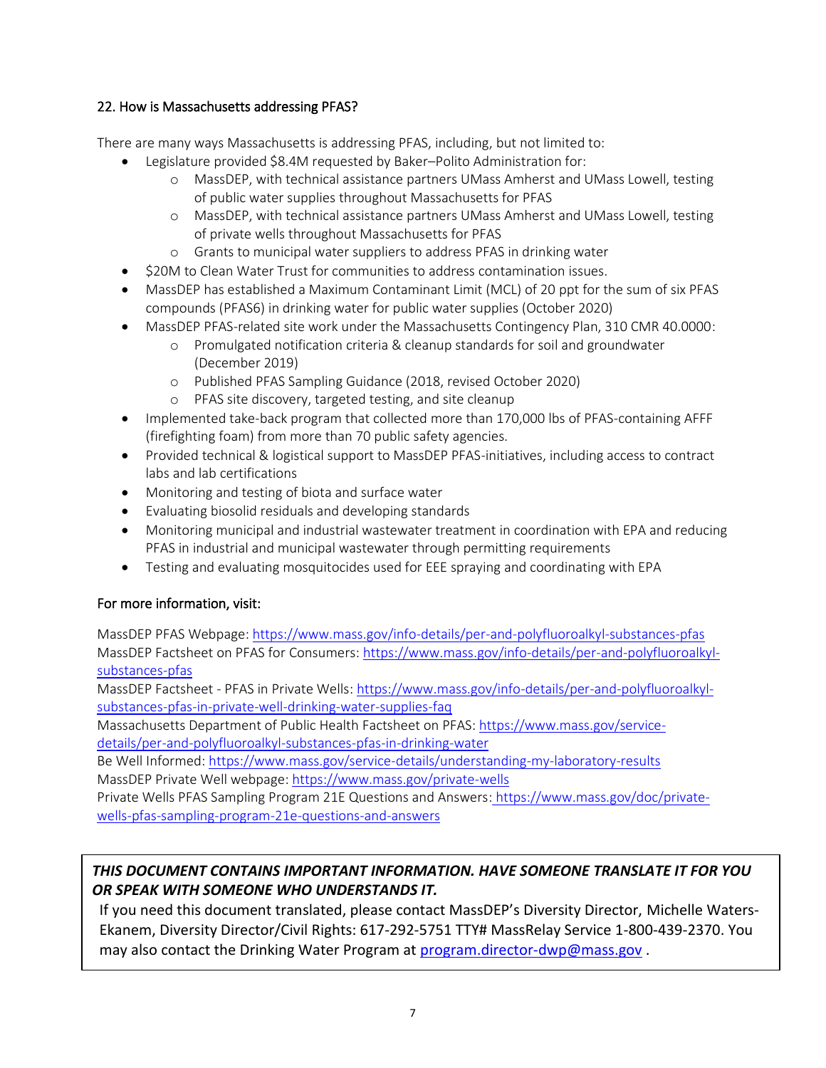## 22. How is Massachusetts addressing PFAS?

There are many ways Massachusetts is addressing PFAS, including, but not limited to:

- Legislature provided $8.4M requested by Baker–Polito Administration for:
  - MassDEP, with technical assistance partners UMass Amherst and UMass Lowell, testing of public water supplies throughout Massachusetts for PFAS
  - MassDEP, with technical assistance partners UMass Amherst and UMass Lowell, testing of private wells throughout Massachusetts for PFAS
  - Grants to municipal water suppliers to address PFAS in drinking water
- $20M to Clean Water Trust for communities to address contamination issues.
- MassDEP has established a Maximum Contaminant Limit (MCL) of 20 ppt for the sum of six PFAS compounds (PFAS6) in drinking water for public water supplies (October 2020)
- MassDEP PFAS-related site work under the Massachusetts Contingency Plan, 310 CMR 40.0000:
  - Promulgated notification criteria & cleanup standards for soil and groundwater (December 2019)
  - Published PFAS Sampling Guidance (2018, revised October 2020)
  - PFAS site discovery, targeted testing, and site cleanup
- Implemented take-back program that collected more than 170,000 lbs of PFAS-containing AFFF (firefighting foam) from more than 70 public safety agencies.
- Provided technical & logistical support to MassDEP PFAS-initiatives, including access to contract labs and lab certifications
- Monitoring and testing of biota and surface water
- Evaluating biosolid residuals and developing standards
- Monitoring municipal and industrial wastewater treatment in coordination with EPA and reducing PFAS in industrial and municipal wastewater through permitting requirements
- Testing and evaluating mosquitocides used for EEE spraying and coordinating with EPA

### For more information, visit:

MassDEP PFAS Webpage: https://www.mass.gov/info-details/per-and-polyfluoroalkyl-substances-pfas
MassDEP Factsheet on PFAS for Consumers: https://www.mass.gov/info-details/per-and-polyfluoroalkyl-substances-pfas
MassDEP Factsheet - PFAS in Private Wells: https://www.mass.gov/info-details/per-and-polyfluoroalkyl-substances-pfas-in-private-well-drinking-water-supplies-faq
Massachusetts Department of Public Health Factsheet on PFAS: https://www.mass.gov/service-details/per-and-polyfluoroalkyl-substances-pfas-in-drinking-water
Be Well Informed: https://www.mass.gov/service-details/understanding-my-laboratory-results
MassDEP Private Well webpage: https://www.mass.gov/private-wells
Private Wells PFAS Sampling Program 21E Questions and Answers: https://www.mass.gov/doc/private-wells-pfas-sampling-program-21e-questions-and-answers

***THIS DOCUMENT CONTAINS IMPORTANT INFORMATION. HAVE SOMEONE TRANSLATE IT FOR YOU OR SPEAK WITH SOMEONE WHO UNDERSTANDS IT.***

If you need this document translated, please contact MassDEP's Diversity Director, Michelle Waters-Ekanem, Diversity Director/Civil Rights: 617-292-5751 TTY# MassRelay Service 1-800-439-2370. You may also contact the Drinking Water Program at program.director-dwp@mass.gov .